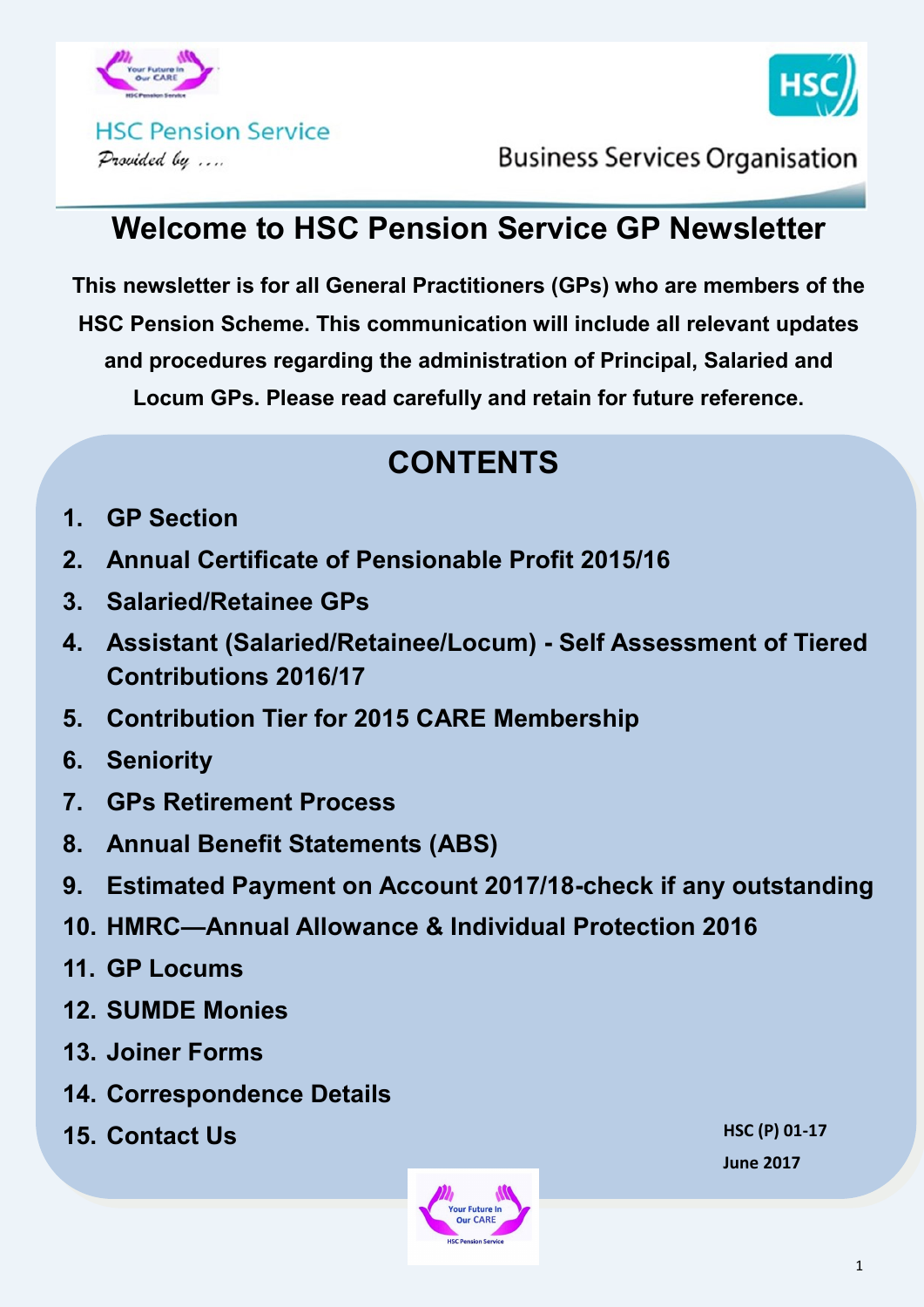HSC Pension Service

*Provided by ….*

Business Services Organisation

# Welcome to HSC Pension Service GP Newsletter

**This newsletter is for all General Practitioners (GPs) who are members of the HSC Pension Scheme. This communication will include all relevant updates and procedures regarding the administration of Principal, Salaried and Locum GPs. Please read carefully and retain for future reference.**

## CONTENTS

1. GP Section
2. Annual Certificate of Pensionable Profit 2015/16
3. Salaried/Retainee GPs
4. Assistant (Salaried/Retainee/Locum) - Self Assessment of Tiered Contributions 2016/17
5. Contribution Tier for 2015 CARE Membership
6. Seniority
7. GPs Retirement Process
8. Annual Benefit Statements (ABS)
9. Estimated Payment on Account 2017/18-check if any outstanding
10. HMRC—Annual Allowance & Individual Protection 2016
11. GP Locums
12. SUMDE Monies
13. Joiner Forms
14. Correspondence Details
15. Contact Us

**HSC (P) 01-17**

**June 2017**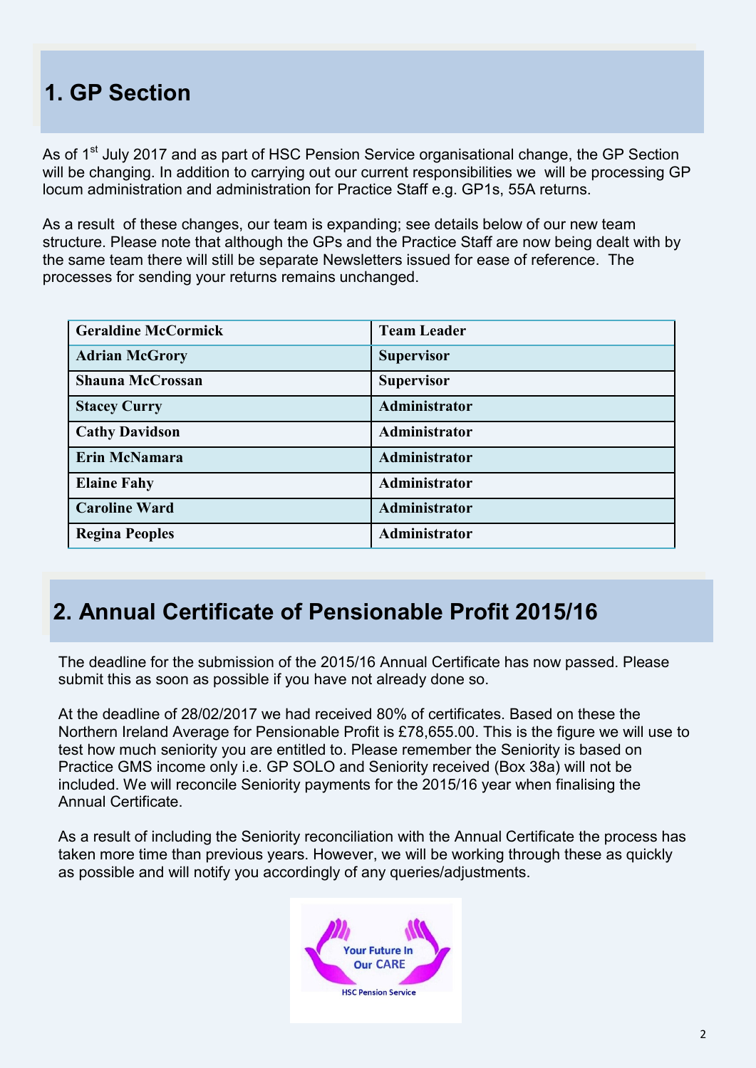## 1. GP Section

As of 1st July 2017 and as part of HSC Pension Service organisational change, the GP Section will be changing. In addition to carrying out our current responsibilities we will be processing GP locum administration and administration for Practice Staff e.g. GP1s, 55A returns.

As a result of these changes, our team is expanding; see details below of our new team structure. Please note that although the GPs and the Practice Staff are now being dealt with by the same team there will still be separate Newsletters issued for ease of reference. The processes for sending your returns remains unchanged.

| **Geraldine McCormick** | **Team Leader** |
|---|---|
| **Adrian McGrory** | **Supervisor** |
| **Shauna McCrossan** | **Supervisor** |
| **Stacey Curry** | **Administrator** |
| **Cathy Davidson** | **Administrator** |
| **Erin McNamara** | **Administrator** |
| **Elaine Fahy** | **Administrator** |
| **Caroline Ward** | **Administrator** |
| **Regina Peoples** | **Administrator** |

## 2. Annual Certificate of Pensionable Profit 2015/16

The deadline for the submission of the 2015/16 Annual Certificate has now passed. Please submit this as soon as possible if you have not already done so.

At the deadline of 28/02/2017 we had received 80% of certificates. Based on these the Northern Ireland Average for Pensionable Profit is £78,655.00. This is the figure we will use to test how much seniority you are entitled to. Please remember the Seniority is based on Practice GMS income only i.e. GP SOLO and Seniority received (Box 38a) will not be included. We will reconcile Seniority payments for the 2015/16 year when finalising the Annual Certificate.

As a result of including the Seniority reconciliation with the Annual Certificate the process has taken more time than previous years. However, we will be working through these as quickly as possible and will notify you accordingly of any queries/adjustments.

Your Future In Our CARE

HSC Pension Service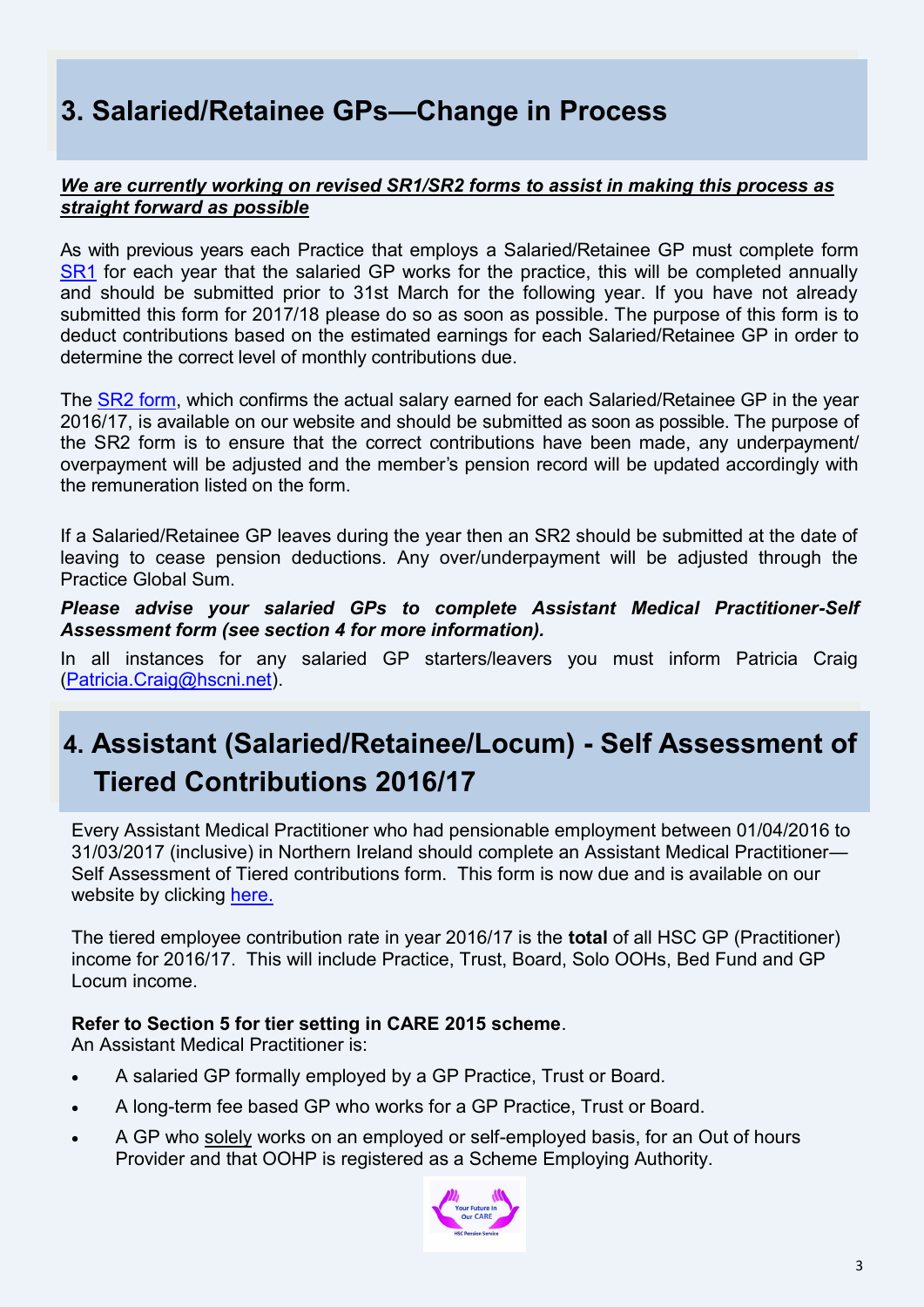## 3. Salaried/Retainee GPs—Change in Process

***We are currently working on revised SR1/SR2 forms to assist in making this process as straight forward as possible***

As with previous years each Practice that employs a Salaried/Retainee GP must complete form SR1 for each year that the salaried GP works for the practice, this will be completed annually and should be submitted prior to 31st March for the following year. If you have not already submitted this form for 2017/18 please do so as soon as possible. The purpose of this form is to deduct contributions based on the estimated earnings for each Salaried/Retainee GP in order to determine the correct level of monthly contributions due.

The SR2 form, which confirms the actual salary earned for each Salaried/Retainee GP in the year 2016/17, is available on our website and should be submitted as soon as possible. The purpose of the SR2 form is to ensure that the correct contributions have been made, any underpayment/ overpayment will be adjusted and the member's pension record will be updated accordingly with the remuneration listed on the form.

If a Salaried/Retainee GP leaves during the year then an SR2 should be submitted at the date of leaving to cease pension deductions. Any over/underpayment will be adjusted through the Practice Global Sum.

***Please advise your salaried GPs to complete Assistant Medical Practitioner-Self Assessment form (see section 4 for more information).***

In all instances for any salaried GP starters/leavers you must inform Patricia Craig (Patricia.Craig@hscni.net).

## 4. Assistant (Salaried/Retainee/Locum) - Self Assessment of Tiered Contributions 2016/17

Every Assistant Medical Practitioner who had pensionable employment between 01/04/2016 to 31/03/2017 (inclusive) in Northern Ireland should complete an Assistant Medical Practitioner—Self Assessment of Tiered contributions form. This form is now due and is available on our website by clicking here.

The tiered employee contribution rate in year 2016/17 is the **total** of all HSC GP (Practitioner) income for 2016/17. This will include Practice, Trust, Board, Solo OOHs, Bed Fund and GP Locum income.

**Refer to Section 5 for tier setting in CARE 2015 scheme**.
An Assistant Medical Practitioner is:

- A salaried GP formally employed by a GP Practice, Trust or Board.
- A long-term fee based GP who works for a GP Practice, Trust or Board.
- A GP who solely works on an employed or self-employed basis, for an Out of hours Provider and that OOHP is registered as a Scheme Employing Authority.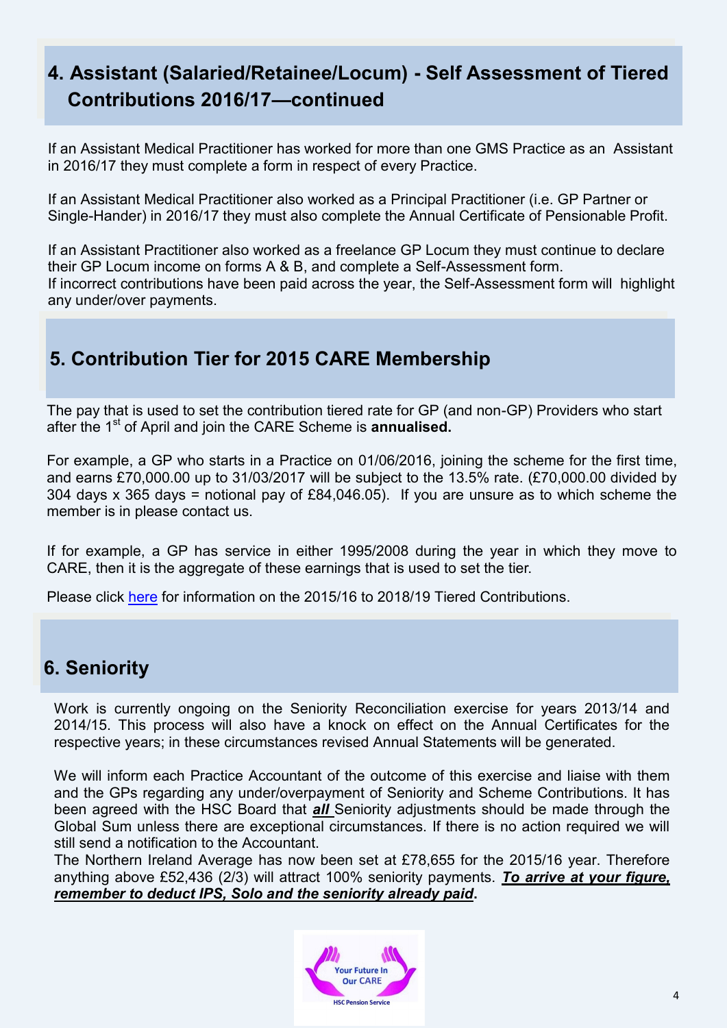## 4. Assistant (Salaried/Retainee/Locum) - Self Assessment of Tiered Contributions 2016/17—continued

If an Assistant Medical Practitioner has worked for more than one GMS Practice as an Assistant in 2016/17 they must complete a form in respect of every Practice.

If an Assistant Medical Practitioner also worked as a Principal Practitioner (i.e. GP Partner or Single-Hander) in 2016/17 they must also complete the Annual Certificate of Pensionable Profit.

If an Assistant Practitioner also worked as a freelance GP Locum they must continue to declare their GP Locum income on forms A & B, and complete a Self-Assessment form.
If incorrect contributions have been paid across the year, the Self-Assessment form will highlight any under/over payments.

## 5. Contribution Tier for 2015 CARE Membership

The pay that is used to set the contribution tiered rate for GP (and non-GP) Providers who start after the 1st of April and join the CARE Scheme is **annualised.**

For example, a GP who starts in a Practice on 01/06/2016, joining the scheme for the first time, and earns £70,000.00 up to 31/03/2017 will be subject to the 13.5% rate. (£70,000.00 divided by 304 days x 365 days = notional pay of £84,046.05). If you are unsure as to which scheme the member is in please contact us.

If for example, a GP has service in either 1995/2008 during the year in which they move to CARE, then it is the aggregate of these earnings that is used to set the tier.

Please click here for information on the 2015/16 to 2018/19 Tiered Contributions.

## 6. Seniority

Work is currently ongoing on the Seniority Reconciliation exercise for years 2013/14 and 2014/15. This process will also have a knock on effect on the Annual Certificates for the respective years; in these circumstances revised Annual Statements will be generated.

We will inform each Practice Accountant of the outcome of this exercise and liaise with them and the GPs regarding any under/overpayment of Seniority and Scheme Contributions. It has been agreed with the HSC Board that ***all*** Seniority adjustments should be made through the Global Sum unless there are exceptional circumstances. If there is no action required we will still send a notification to the Accountant.
The Northern Ireland Average has now been set at £78,655 for the 2015/16 year. Therefore anything above £52,436 (2/3) will attract 100% seniority payments. ***To arrive at your figure, remember to deduct IPS, Solo and the seniority already paid*.**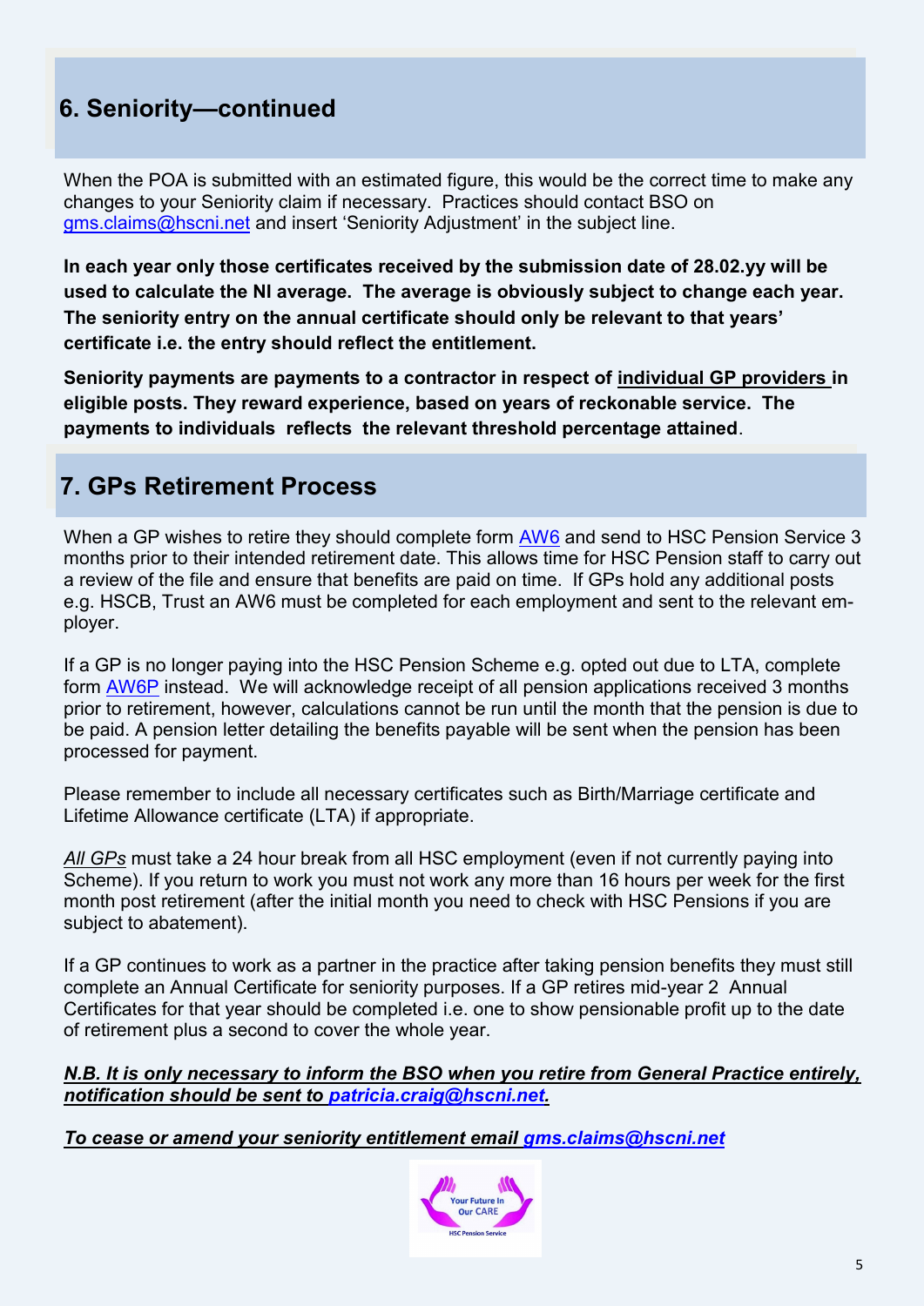## 6. Seniority—continued

When the POA is submitted with an estimated figure, this would be the correct time to make any changes to your Seniority claim if necessary. Practices should contact BSO on gms.claims@hscni.net and insert 'Seniority Adjustment' in the subject line.

**In each year only those certificates received by the submission date of 28.02.yy will be used to calculate the NI average. The average is obviously subject to change each year. The seniority entry on the annual certificate should only be relevant to that years' certificate i.e. the entry should reflect the entitlement.**

**Seniority payments are payments to a contractor in respect of individual GP providers in eligible posts. They reward experience, based on years of reckonable service. The payments to individuals reflects the relevant threshold percentage attained**.

## 7. GPs Retirement Process

When a GP wishes to retire they should complete form AW6 and send to HSC Pension Service 3 months prior to their intended retirement date. This allows time for HSC Pension staff to carry out a review of the file and ensure that benefits are paid on time. If GPs hold any additional posts e.g. HSCB, Trust an AW6 must be completed for each employment and sent to the relevant employer.

If a GP is no longer paying into the HSC Pension Scheme e.g. opted out due to LTA, complete form AW6P instead. We will acknowledge receipt of all pension applications received 3 months prior to retirement, however, calculations cannot be run until the month that the pension is due to be paid. A pension letter detailing the benefits payable will be sent when the pension has been processed for payment.

Please remember to include all necessary certificates such as Birth/Marriage certificate and Lifetime Allowance certificate (LTA) if appropriate.

*All GPs* must take a 24 hour break from all HSC employment (even if not currently paying into Scheme). If you return to work you must not work any more than 16 hours per week for the first month post retirement (after the initial month you need to check with HSC Pensions if you are subject to abatement).

If a GP continues to work as a partner in the practice after taking pension benefits they must still complete an Annual Certificate for seniority purposes. If a GP retires mid-year 2 Annual Certificates for that year should be completed i.e. one to show pensionable profit up to the date of retirement plus a second to cover the whole year.

***N.B. It is only necessary to inform the BSO when you retire from General Practice entirely, notification should be sent to patricia.craig@hscni.net.***

***To cease or amend your seniority entitlement email gms.claims@hscni.net***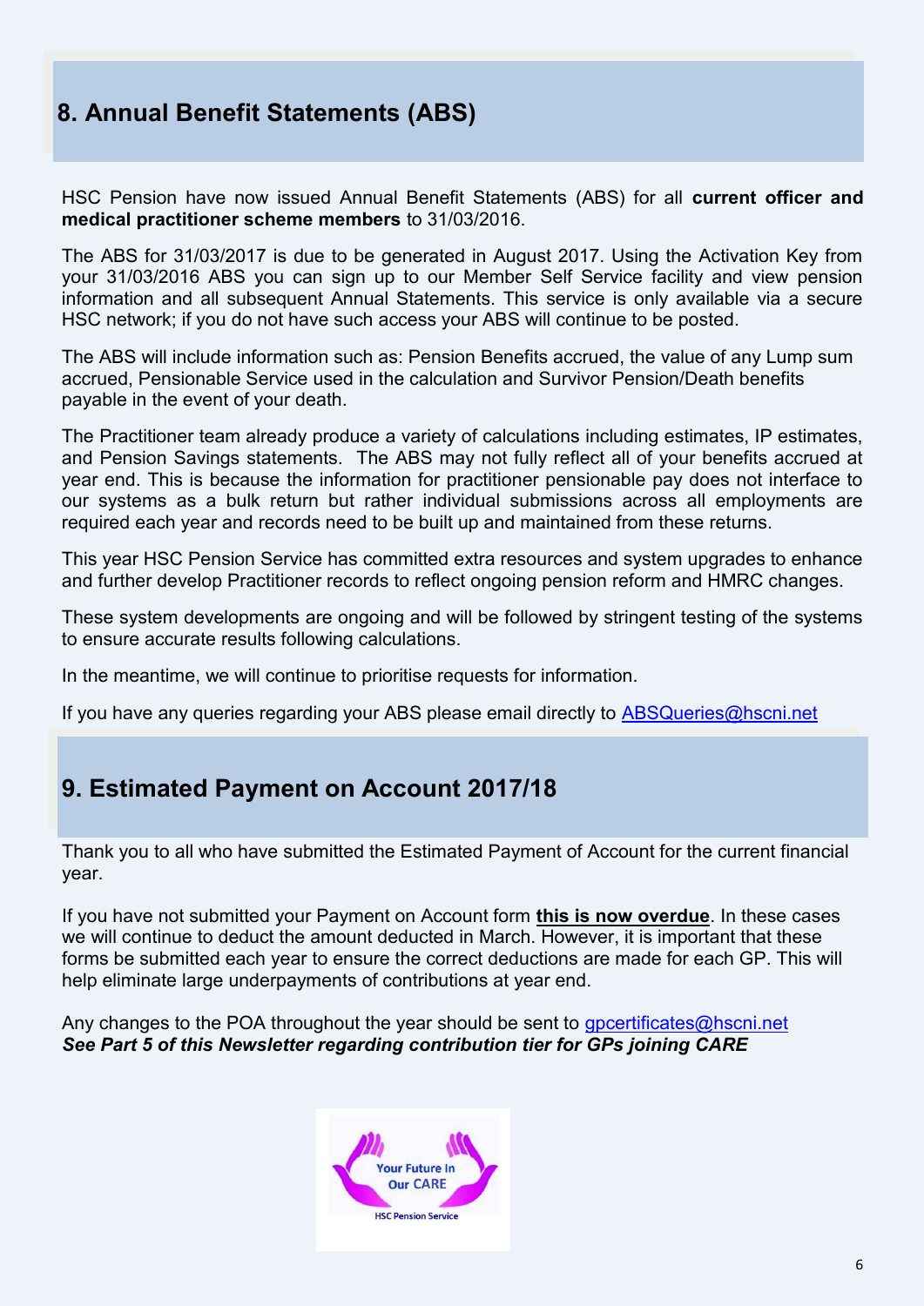## 8. Annual Benefit Statements (ABS)

HSC Pension have now issued Annual Benefit Statements (ABS) for all **current officer and medical practitioner scheme members** to 31/03/2016.

The ABS for 31/03/2017 is due to be generated in August 2017. Using the Activation Key from your 31/03/2016 ABS you can sign up to our Member Self Service facility and view pension information and all subsequent Annual Statements. This service is only available via a secure HSC network; if you do not have such access your ABS will continue to be posted.

The ABS will include information such as: Pension Benefits accrued, the value of any Lump sum accrued, Pensionable Service used in the calculation and Survivor Pension/Death benefits payable in the event of your death.

The Practitioner team already produce a variety of calculations including estimates, IP estimates, and Pension Savings statements. The ABS may not fully reflect all of your benefits accrued at year end. This is because the information for practitioner pensionable pay does not interface to our systems as a bulk return but rather individual submissions across all employments are required each year and records need to be built up and maintained from these returns.

This year HSC Pension Service has committed extra resources and system upgrades to enhance and further develop Practitioner records to reflect ongoing pension reform and HMRC changes.

These system developments are ongoing and will be followed by stringent testing of the systems to ensure accurate results following calculations.

In the meantime, we will continue to prioritise requests for information.

If you have any queries regarding your ABS please email directly to ABSQueries@hscni.net

## 9. Estimated Payment on Account 2017/18

Thank you to all who have submitted the Estimated Payment of Account for the current financial year.

If you have not submitted your Payment on Account form **this is now overdue**. In these cases we will continue to deduct the amount deducted in March. However, it is important that these forms be submitted each year to ensure the correct deductions are made for each GP. This will help eliminate large underpayments of contributions at year end.

Any changes to the POA throughout the year should be sent to gpcertificates@hscni.net
***See Part 5 of this Newsletter regarding contribution tier for GPs joining CARE***

Your Future In Our CARE

HSC Pension Service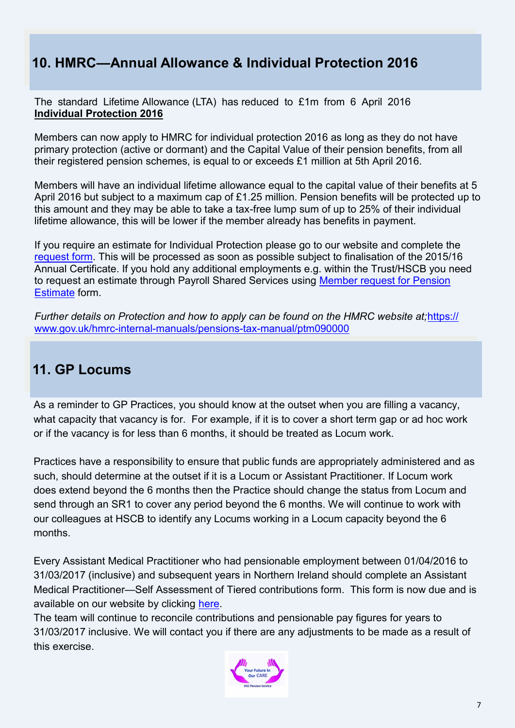## 10. HMRC—Annual Allowance & Individual Protection 2016

The standard Lifetime Allowance (LTA) has reduced to £1m from 6 April 2016

**Individual Protection 2016**

Members can now apply to HMRC for individual protection 2016 as long as they do not have primary protection (active or dormant) and the Capital Value of their pension benefits, from all their registered pension schemes, is equal to or exceeds £1 million at 5th April 2016.

Members will have an individual lifetime allowance equal to the capital value of their benefits at 5 April 2016 but subject to a maximum cap of £1.25 million. Pension benefits will be protected up to this amount and they may be able to take a tax-free lump sum of up to 25% of their individual lifetime allowance, this will be lower if the member already has benefits in payment.

If you require an estimate for Individual Protection please go to our website and complete the request form. This will be processed as soon as possible subject to finalisation of the 2015/16 Annual Certificate. If you hold any additional employments e.g. within the Trust/HSCB you need to request an estimate through Payroll Shared Services using Member request for Pension Estimate form.

*Further details on Protection and how to apply can be found on the HMRC website at;* https://www.gov.uk/hmrc-internal-manuals/pensions-tax-manual/ptm090000

## 11. GP Locums

As a reminder to GP Practices, you should know at the outset when you are filling a vacancy, what capacity that vacancy is for. For example, if it is to cover a short term gap or ad hoc work or if the vacancy is for less than 6 months, it should be treated as Locum work.

Practices have a responsibility to ensure that public funds are appropriately administered and as such, should determine at the outset if it is a Locum or Assistant Practitioner. If Locum work does extend beyond the 6 months then the Practice should change the status from Locum and send through an SR1 to cover any period beyond the 6 months. We will continue to work with our colleagues at HSCB to identify any Locums working in a Locum capacity beyond the 6 months.

Every Assistant Medical Practitioner who had pensionable employment between 01/04/2016 to 31/03/2017 (inclusive) and subsequent years in Northern Ireland should complete an Assistant Medical Practitioner—Self Assessment of Tiered contributions form. This form is now due and is available on our website by clicking here.

The team will continue to reconcile contributions and pensionable pay figures for years to 31/03/2017 inclusive. We will contact you if there are any adjustments to be made as a result of this exercise.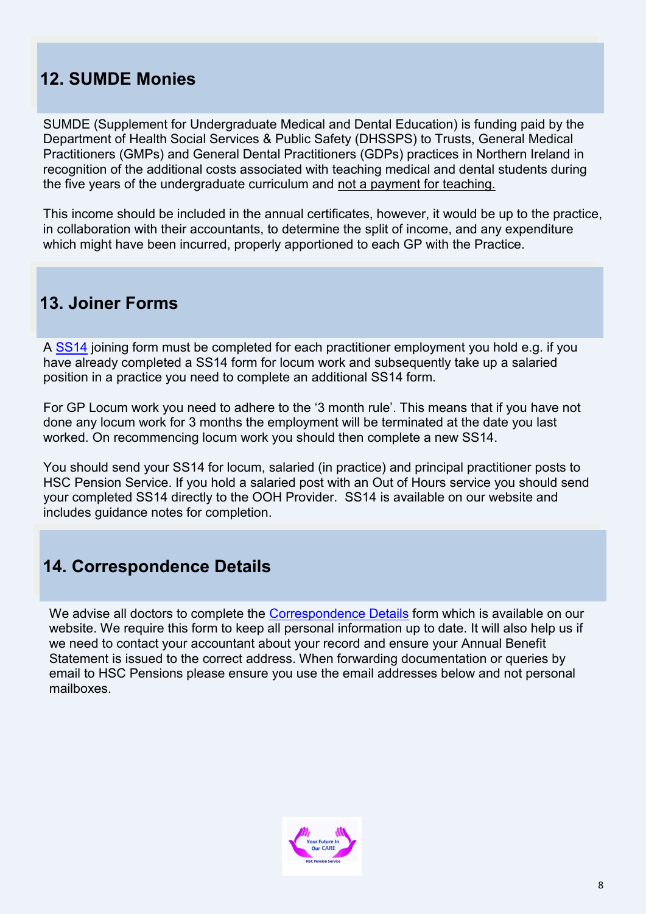## 12. SUMDE Monies

SUMDE (Supplement for Undergraduate Medical and Dental Education) is funding paid by the Department of Health Social Services & Public Safety (DHSSPS) to Trusts, General Medical Practitioners (GMPs) and General Dental Practitioners (GDPs) practices in Northern Ireland in recognition of the additional costs associated with teaching medical and dental students during the five years of the undergraduate curriculum and not a payment for teaching.

This income should be included in the annual certificates, however, it would be up to the practice, in collaboration with their accountants, to determine the split of income, and any expenditure which might have been incurred, properly apportioned to each GP with the Practice.

## 13. Joiner Forms

A SS14 joining form must be completed for each practitioner employment you hold e.g. if you have already completed a SS14 form for locum work and subsequently take up a salaried position in a practice you need to complete an additional SS14 form.

For GP Locum work you need to adhere to the '3 month rule'. This means that if you have not done any locum work for 3 months the employment will be terminated at the date you last worked. On recommencing locum work you should then complete a new SS14.

You should send your SS14 for locum, salaried (in practice) and principal practitioner posts to HSC Pension Service. If you hold a salaried post with an Out of Hours service you should send your completed SS14 directly to the OOH Provider. SS14 is available on our website and includes guidance notes for completion.

## 14. Correspondence Details

We advise all doctors to complete the Correspondence Details form which is available on our website. We require this form to keep all personal information up to date. It will also help us if we need to contact your accountant about your record and ensure your Annual Benefit Statement is issued to the correct address. When forwarding documentation or queries by email to HSC Pensions please ensure you use the email addresses below and not personal mailboxes.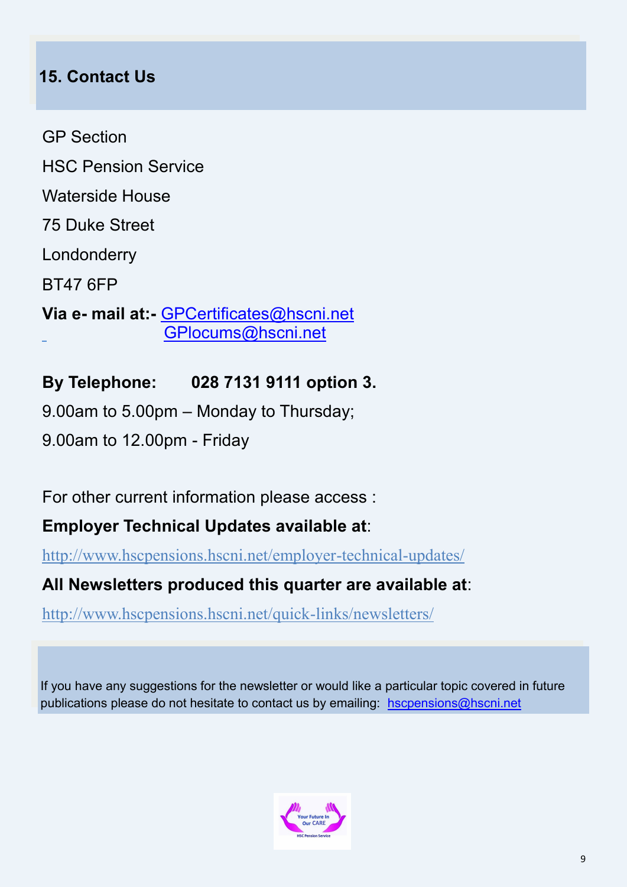## 15. Contact Us

GP Section

HSC Pension Service

Waterside House

75 Duke Street

Londonderry

BT47 6FP

**Via e- mail at:-** GPCertificates@hscni.net
GPlocums@hscni.net

**By Telephone: 028 7131 9111 option 3.**

9.00am to 5.00pm – Monday to Thursday;

9.00am to 12.00pm - Friday

For other current information please access :

**Employer Technical Updates available at**:

http://www.hscpensions.hscni.net/employer-technical-updates/

**All Newsletters produced this quarter are available at**:

http://www.hscpensions.hscni.net/quick-links/newsletters/

If you have any suggestions for the newsletter or would like a particular topic covered in future publications please do not hesitate to contact us by emailing: hscpensions@hscni.net